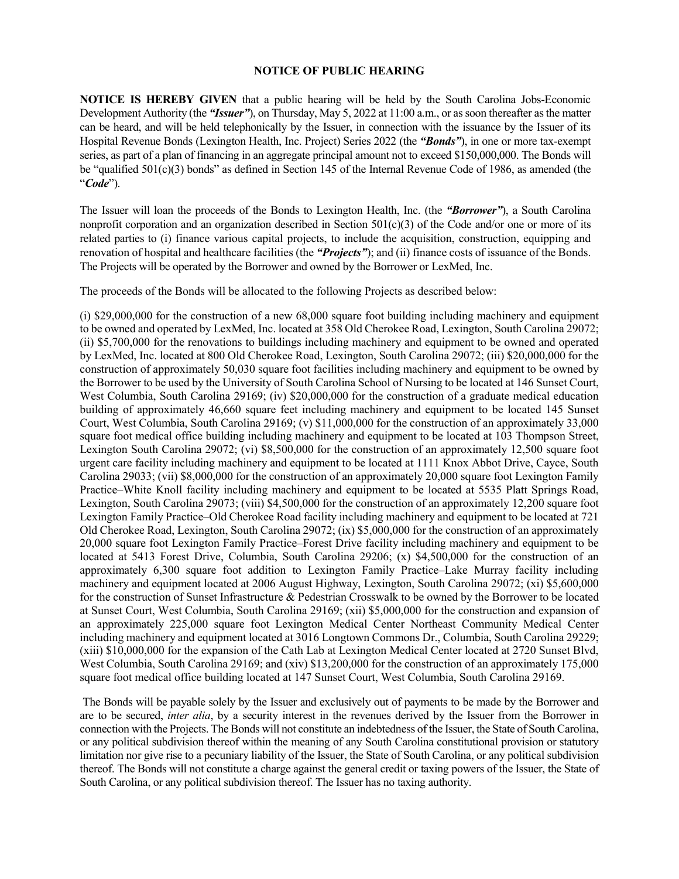# NOTICE OF PUBLIC HEARING

**NOTICE IS HEREBY GIVEN** that a public hearing will be held by the South Carolina Jobs-Economic Development Authority (the ***"Issuer"***), on Thursday, May 5, 2022 at 11:00 a.m., or as soon thereafter as the matter can be heard, and will be held telephonically by the Issuer, in connection with the issuance by the Issuer of its Hospital Revenue Bonds (Lexington Health, Inc. Project) Series 2022 (the ***"Bonds"***), in one or more tax-exempt series, as part of a plan of financing in an aggregate principal amount not to exceed $150,000,000. The Bonds will be "qualified 501(c)(3) bonds" as defined in Section 145 of the Internal Revenue Code of 1986, as amended (the "***Code***").

The Issuer will loan the proceeds of the Bonds to Lexington Health, Inc. (the ***"Borrower"***), a South Carolina nonprofit corporation and an organization described in Section 501(c)(3) of the Code and/or one or more of its related parties to (i) finance various capital projects, to include the acquisition, construction, equipping and renovation of hospital and healthcare facilities (the ***"Projects"***); and (ii) finance costs of issuance of the Bonds. The Projects will be operated by the Borrower and owned by the Borrower or LexMed, Inc.

The proceeds of the Bonds will be allocated to the following Projects as described below:

(i) $29,000,000 for the construction of a new 68,000 square foot building including machinery and equipment to be owned and operated by LexMed, Inc. located at 358 Old Cherokee Road, Lexington, South Carolina 29072; (ii) $5,700,000 for the renovations to buildings including machinery and equipment to be owned and operated by LexMed, Inc. located at 800 Old Cherokee Road, Lexington, South Carolina 29072; (iii) $20,000,000 for the construction of approximately 50,030 square foot facilities including machinery and equipment to be owned by the Borrower to be used by the University of South Carolina School of Nursing to be located at 146 Sunset Court, West Columbia, South Carolina 29169; (iv) $20,000,000 for the construction of a graduate medical education building of approximately 46,660 square feet including machinery and equipment to be located 145 Sunset Court, West Columbia, South Carolina 29169; (v) $11,000,000 for the construction of an approximately 33,000 square foot medical office building including machinery and equipment to be located at 103 Thompson Street, Lexington South Carolina 29072; (vi) $8,500,000 for the construction of an approximately 12,500 square foot urgent care facility including machinery and equipment to be located at 1111 Knox Abbot Drive, Cayce, South Carolina 29033; (vii) $8,000,000 for the construction of an approximately 20,000 square foot Lexington Family Practice–White Knoll facility including machinery and equipment to be located at 5535 Platt Springs Road, Lexington, South Carolina 29073; (viii) $4,500,000 for the construction of an approximately 12,200 square foot Lexington Family Practice–Old Cherokee Road facility including machinery and equipment to be located at 721 Old Cherokee Road, Lexington, South Carolina 29072; (ix) $5,000,000 for the construction of an approximately 20,000 square foot Lexington Family Practice–Forest Drive facility including machinery and equipment to be located at 5413 Forest Drive, Columbia, South Carolina 29206; (x) $4,500,000 for the construction of an approximately 6,300 square foot addition to Lexington Family Practice–Lake Murray facility including machinery and equipment located at 2006 August Highway, Lexington, South Carolina 29072; (xi) $5,600,000 for the construction of Sunset Infrastructure & Pedestrian Crosswalk to be owned by the Borrower to be located at Sunset Court, West Columbia, South Carolina 29169; (xii) $5,000,000 for the construction and expansion of an approximately 225,000 square foot Lexington Medical Center Northeast Community Medical Center including machinery and equipment located at 3016 Longtown Commons Dr., Columbia, South Carolina 29229; (xiii) $10,000,000 for the expansion of the Cath Lab at Lexington Medical Center located at 2720 Sunset Blvd, West Columbia, South Carolina 29169; and (xiv) $13,200,000 for the construction of an approximately 175,000 square foot medical office building located at 147 Sunset Court, West Columbia, South Carolina 29169.

The Bonds will be payable solely by the Issuer and exclusively out of payments to be made by the Borrower and are to be secured, *inter alia*, by a security interest in the revenues derived by the Issuer from the Borrower in connection with the Projects. The Bonds will not constitute an indebtedness of the Issuer, the State of South Carolina, or any political subdivision thereof within the meaning of any South Carolina constitutional provision or statutory limitation nor give rise to a pecuniary liability of the Issuer, the State of South Carolina, or any political subdivision thereof. The Bonds will not constitute a charge against the general credit or taxing powers of the Issuer, the State of South Carolina, or any political subdivision thereof. The Issuer has no taxing authority.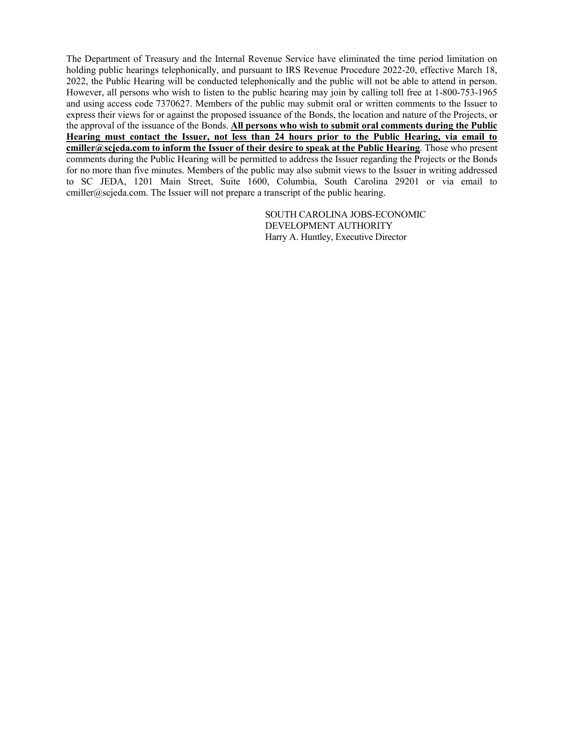The Department of Treasury and the Internal Revenue Service have eliminated the time period limitation on holding public hearings telephonically, and pursuant to IRS Revenue Procedure 2022-20, effective March 18, 2022, the Public Hearing will be conducted telephonically and the public will not be able to attend in person. However, all persons who wish to listen to the public hearing may join by calling toll free at 1-800-753-1965 and using access code 7370627. Members of the public may submit oral or written comments to the Issuer to express their views for or against the proposed issuance of the Bonds, the location and nature of the Projects, or the approval of the issuance of the Bonds. **All persons who wish to submit oral comments during the Public Hearing must contact the Issuer, not less than 24 hours prior to the Public Hearing, via email to cmiller@scjeda.com to inform the Issuer of their desire to speak at the Public Hearing**. Those who present comments during the Public Hearing will be permitted to address the Issuer regarding the Projects or the Bonds for no more than five minutes. Members of the public may also submit views to the Issuer in writing addressed to SC JEDA, 1201 Main Street, Suite 1600, Columbia, South Carolina 29201 or via email to cmiller@scjeda.com. The Issuer will not prepare a transcript of the public hearing.

SOUTH CAROLINA JOBS-ECONOMIC DEVELOPMENT AUTHORITY
Harry A. Huntley, Executive Director